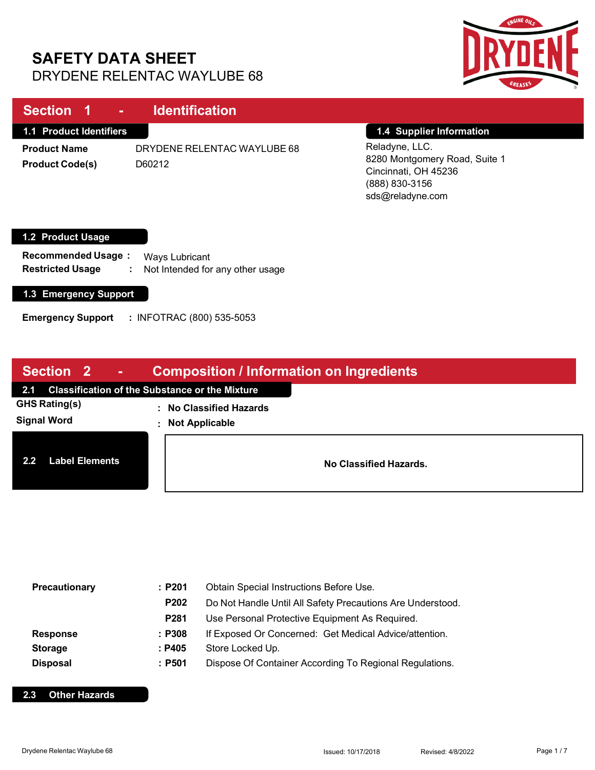# SAFETY DATA SHEET

DRYDENE RELENTAC WAYLUBE 68

## Section 1 - Identification

### 1.1 Product Identifiers

**Product Name** DRYDENE RELENTAC WAYLUBE 68

**Product Code(s)** D60212

### 1.4 Supplier Information

Reladyne, LLC.
8280 Montgomery Road, Suite 1
Cincinnati, OH 45236
(888) 830-3156
sds@reladyne.com

### 1.2 Product Usage

**Recommended Usage :** Ways Lubricant

**Restricted Usage :** Not Intended for any other usage

### 1.3 Emergency Support

**Emergency Support :** INFOTRAC (800) 535-5053

## Section 2 - Composition / Information on Ingredients

### 2.1 Classification of the Substance or the Mixture

**GHS Rating(s)** : **No Classified Hazards**

**Signal Word** : **Not Applicable**

### 2.2 Label Elements

**No Classified Hazards.**

| | | |
|---|---|---|
| **Precautionary** | : **P201** | Obtain Special Instructions Before Use. |
| | **P202** | Do Not Handle Until All Safety Precautions Are Understood. |
| | **P281** | Use Personal Protective Equipment As Required. |
| **Response** | : **P308** | If Exposed Or Concerned: Get Medical Advice/attention. |
| **Storage** | : **P405** | Store Locked Up. |
| **Disposal** | : **P501** | Dispose Of Container According To Regional Regulations. |

### 2.3 Other Hazards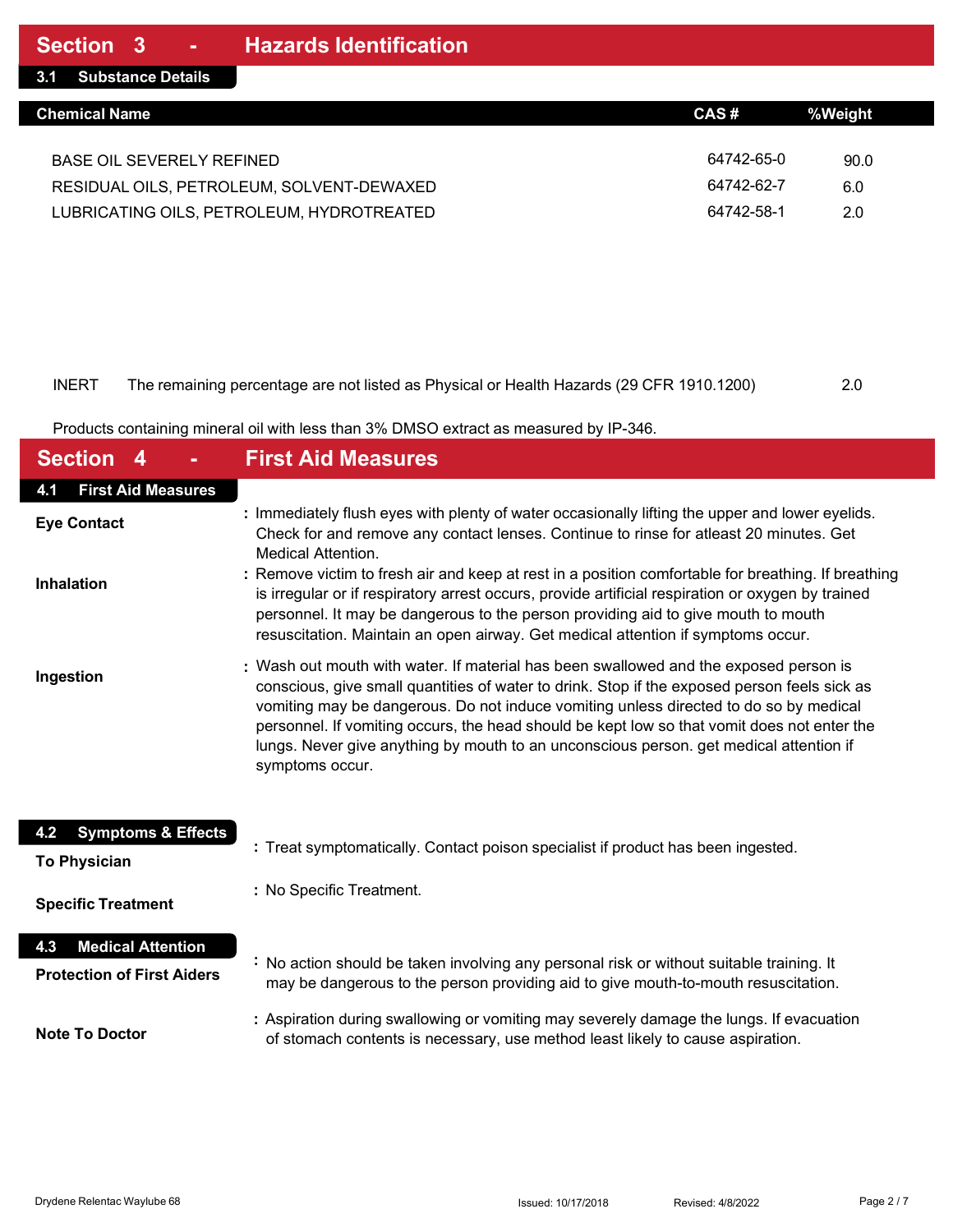## Section 3 - Hazards Identification

### 3.1 Substance Details

| Chemical Name | CAS # | %Weight |
|---|---|---|
| BASE OIL SEVERELY REFINED | 64742-65-0 | 90.0 |
| RESIDUAL OILS, PETROLEUM, SOLVENT-DEWAXED | 64742-62-7 | 6.0 |
| LUBRICATING OILS, PETROLEUM, HYDROTREATED | 64742-58-1 | 2.0 |
| INERT The remaining percentage are not listed as Physical or Health Hazards (29 CFR 1910.1200) | | 2.0 |

Products containing mineral oil with less than 3% DMSO extract as measured by IP-346.

## Section 4 - First Aid Measures

### 4.1 First Aid Measures

**Eye Contact** : Immediately flush eyes with plenty of water occasionally lifting the upper and lower eyelids. Check for and remove any contact lenses. Continue to rinse for atleast 20 minutes. Get Medical Attention.

**Inhalation** : Remove victim to fresh air and keep at rest in a position comfortable for breathing. If breathing is irregular or if respiratory arrest occurs, provide artificial respiration or oxygen by trained personnel. It may be dangerous to the person providing aid to give mouth to mouth resuscitation. Maintain an open airway. Get medical attention if symptoms occur.

**Ingestion** : Wash out mouth with water. If material has been swallowed and the exposed person is conscious, give small quantities of water to drink. Stop if the exposed person feels sick as vomiting may be dangerous. Do not induce vomiting unless directed to do so by medical personnel. If vomiting occurs, the head should be kept low so that vomit does not enter the lungs. Never give anything by mouth to an unconscious person. get medical attention if symptoms occur.

### 4.2 Symptoms & Effects

**To Physician** : Treat symptomatically. Contact poison specialist if product has been ingested.

**Specific Treatment** : No Specific Treatment.

### 4.3 Medical Attention

**Protection of First Aiders** : No action should be taken involving any personal risk or without suitable training. It may be dangerous to the person providing aid to give mouth-to-mouth resuscitation.

**Note To Doctor** : Aspiration during swallowing or vomiting may severely damage the lungs. If evacuation of stomach contents is necessary, use method least likely to cause aspiration.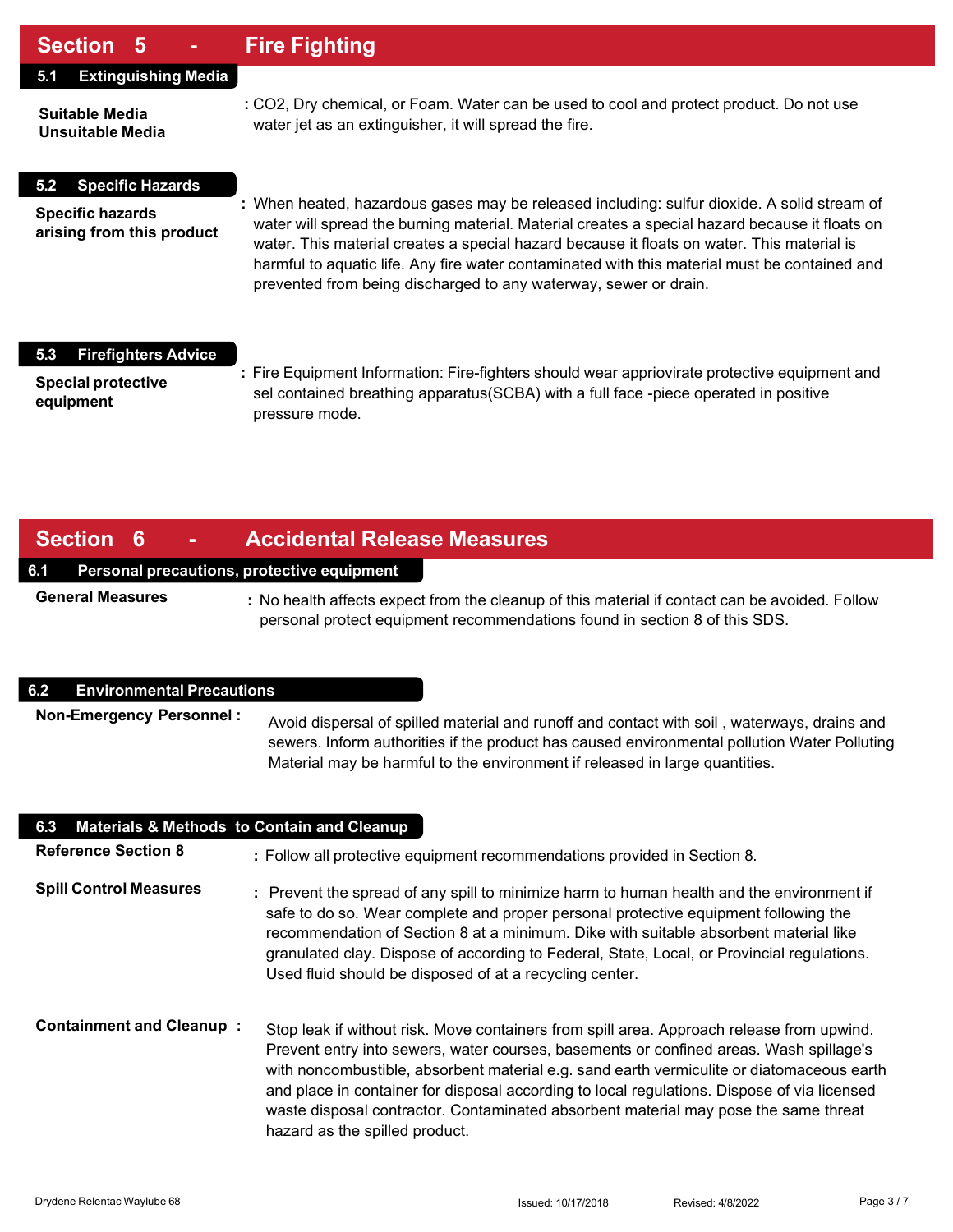## Section 5 - Fire Fighting

### 5.1 Extinguishing Media

**Suitable Media**
**Unsuitable Media**

: CO2, Dry chemical, or Foam. Water can be used to cool and protect product. Do not use water jet as an extinguisher, it will spread the fire.

### 5.2 Specific Hazards

**Specific hazards arising from this product**

: When heated, hazardous gases may be released including: sulfur dioxide. A solid stream of water will spread the burning material. Material creates a special hazard because it floats on water. This material creates a special hazard because it floats on water. This material is harmful to aquatic life. Any fire water contaminated with this material must be contained and prevented from being discharged to any waterway, sewer or drain.

### 5.3 Firefighters Advice

**Special protective equipment**

: Fire Equipment Information: Fire-fighters should wear appriovirate protective equipment and sel contained breathing apparatus(SCBA) with a full face -piece operated in positive pressure mode.

## Section 6 - Accidental Release Measures

### 6.1 Personal precautions, protective equipment

**General Measures**

: No health affects expect from the cleanup of this material if contact can be avoided. Follow personal protect equipment recommendations found in section 8 of this SDS.

### 6.2 Environmental Precautions

**Non-Emergency Personnel :**

Avoid dispersal of spilled material and runoff and contact with soil , waterways, drains and sewers. Inform authorities if the product has caused environmental pollution Water Polluting Material may be harmful to the environment if released in large quantities.

### 6.3 Materials & Methods to Contain and Cleanup

**Reference Section 8**

: Follow all protective equipment recommendations provided in Section 8.

**Spill Control Measures**

: Prevent the spread of any spill to minimize harm to human health and the environment if safe to do so. Wear complete and proper personal protective equipment following the recommendation of Section 8 at a minimum. Dike with suitable absorbent material like granulated clay. Dispose of according to Federal, State, Local, or Provincial regulations. Used fluid should be disposed of at a recycling center.

**Containment and Cleanup :**

Stop leak if without risk. Move containers from spill area. Approach release from upwind. Prevent entry into sewers, water courses, basements or confined areas. Wash spillage's with noncombustible, absorbent material e.g. sand earth vermiculite or diatomaceous earth and place in container for disposal according to local regulations. Dispose of via licensed waste disposal contractor. Contaminated absorbent material may pose the same threat hazard as the spilled product.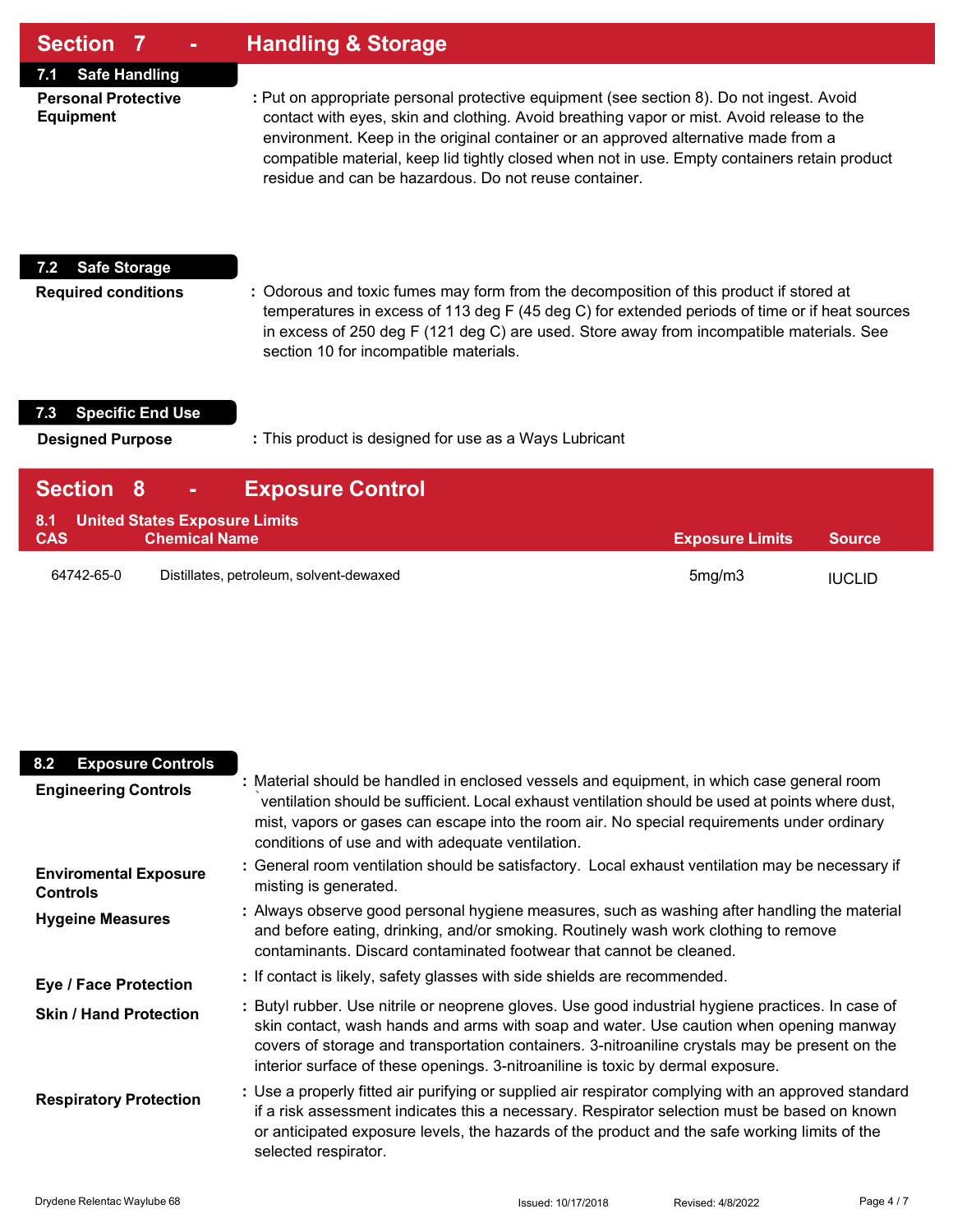## Section 7 - Handling & Storage

### 7.1 Safe Handling

**Personal Protective Equipment** : Put on appropriate personal protective equipment (see section 8). Do not ingest. Avoid contact with eyes, skin and clothing. Avoid breathing vapor or mist. Avoid release to the environment. Keep in the original container or an approved alternative made from a compatible material, keep lid tightly closed when not in use. Empty containers retain product residue and can be hazardous. Do not reuse container.

### 7.2 Safe Storage

**Required conditions** : Odorous and toxic fumes may form from the decomposition of this product if stored at temperatures in excess of 113 deg F (45 deg C) for extended periods of time or if heat sources in excess of 250 deg F (121 deg C) are used. Store away from incompatible materials. See section 10 for incompatible materials.

### 7.3 Specific End Use

**Designed Purpose** : This product is designed for use as a Ways Lubricant

## Section 8 - Exposure Control

### 8.1 United States Exposure Limits

| CAS | Chemical Name | Exposure Limits | Source |
|---|---|---|---|
| 64742-65-0 | Distillates, petroleum, solvent-dewaxed | 5mg/m3 | IUCLID |

### 8.2 Exposure Controls

**Engineering Controls** : Material should be handled in enclosed vessels and equipment, in which case general room `ventilation should be sufficient. Local exhaust ventilation should be used at points where dust, mist, vapors or gases can escape into the room air. No special requirements under ordinary conditions of use and with adequate ventilation.

**Enviromental Exposure Controls** : General room ventilation should be satisfactory. Local exhaust ventilation may be necessary if misting is generated.

**Hygeine Measures** : Always observe good personal hygiene measures, such as washing after handling the material and before eating, drinking, and/or smoking. Routinely wash work clothing to remove contaminants. Discard contaminated footwear that cannot be cleaned.

**Eye / Face Protection** : If contact is likely, safety glasses with side shields are recommended.

**Skin / Hand Protection** : Butyl rubber. Use nitrile or neoprene gloves. Use good industrial hygiene practices. In case of skin contact, wash hands and arms with soap and water. Use caution when opening manway covers of storage and transportation containers. 3-nitroaniline crystals may be present on the interior surface of these openings. 3-nitroaniline is toxic by dermal exposure.

**Respiratory Protection** : Use a properly fitted air purifying or supplied air respirator complying with an approved standard if a risk assessment indicates this a necessary. Respirator selection must be based on known or anticipated exposure levels, the hazards of the product and the safe working limits of the selected respirator.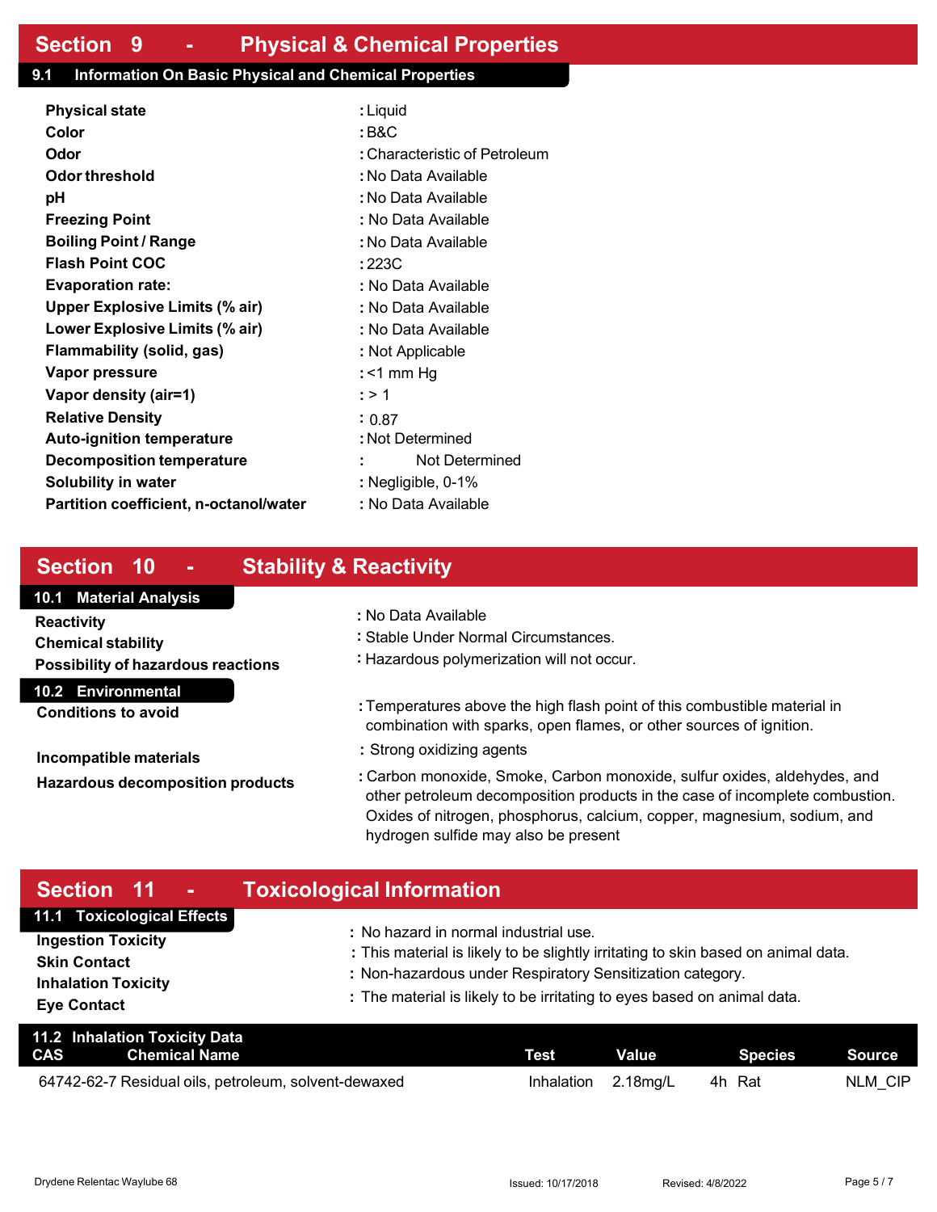## Section 9 - Physical & Chemical Properties

### 9.1 Information On Basic Physical and Chemical Properties

| | |
|---|---|
| **Physical state** | : Liquid |
| **Color** | : B&C |
| **Odor** | : Characteristic of Petroleum |
| **Odor threshold** | : No Data Available |
| **pH** | : No Data Available |
| **Freezing Point** | : No Data Available |
| **Boiling Point / Range** | : No Data Available |
| **Flash Point COC** | : 223C |
| **Evaporation rate:** | : No Data Available |
| **Upper Explosive Limits (% air)** | : No Data Available |
| **Lower Explosive Limits (% air)** | : No Data Available |
| **Flammability (solid, gas)** | : Not Applicable |
| **Vapor pressure** | : <1 mm Hg |
| **Vapor density (air=1)** | : > 1 |
| **Relative Density** | : 0.87 |
| **Auto-ignition temperature** | : Not Determined |
| **Decomposition temperature** | : Not Determined |
| **Solubility in water** | : Negligible, 0-1% |
| **Partition coefficient, n-octanol/water** | : No Data Available |

## Section 10 - Stability & Reactivity

### 10.1 Material Analysis

| | |
|---|---|
| **Reactivity** | : No Data Available |
| **Chemical stability** | : Stable Under Normal Circumstances. |
| **Possibility of hazardous reactions** | : Hazardous polymerization will not occur. |

### 10.2 Environmental

| | |
|---|---|
| **Conditions to avoid** | : Temperatures above the high flash point of this combustible material in combination with sparks, open flames, or other sources of ignition. |
| **Incompatible materials** | : Strong oxidizing agents |
| **Hazardous decomposition products** | : Carbon monoxide, Smoke, Carbon monoxide, sulfur oxides, aldehydes, and other petroleum decomposition products in the case of incomplete combustion. Oxides of nitrogen, phosphorus, calcium, copper, magnesium, sodium, and hydrogen sulfide may also be present |

## Section 11 - Toxicological Information

### 11.1 Toxicological Effects

| | |
|---|---|
| **Ingestion Toxicity** | : No hazard in normal industrial use. |
| **Skin Contact** | : This material is likely to be slightly irritating to skin based on animal data. |
| **Inhalation Toxicity** | : Non-hazardous under Respiratory Sensitization category. |
| **Eye Contact** | : The material is likely to be irritating to eyes based on animal data. |

### 11.2 Inhalation Toxicity Data

| CAS | Chemical Name | Test | Value | | Species | Source |
|---|---|---|---|---|---|---|
| 64742-62-7 | Residual oils, petroleum, solvent-dewaxed | Inhalation | 2.18mg/L | 4h | Rat | NLM_CIP |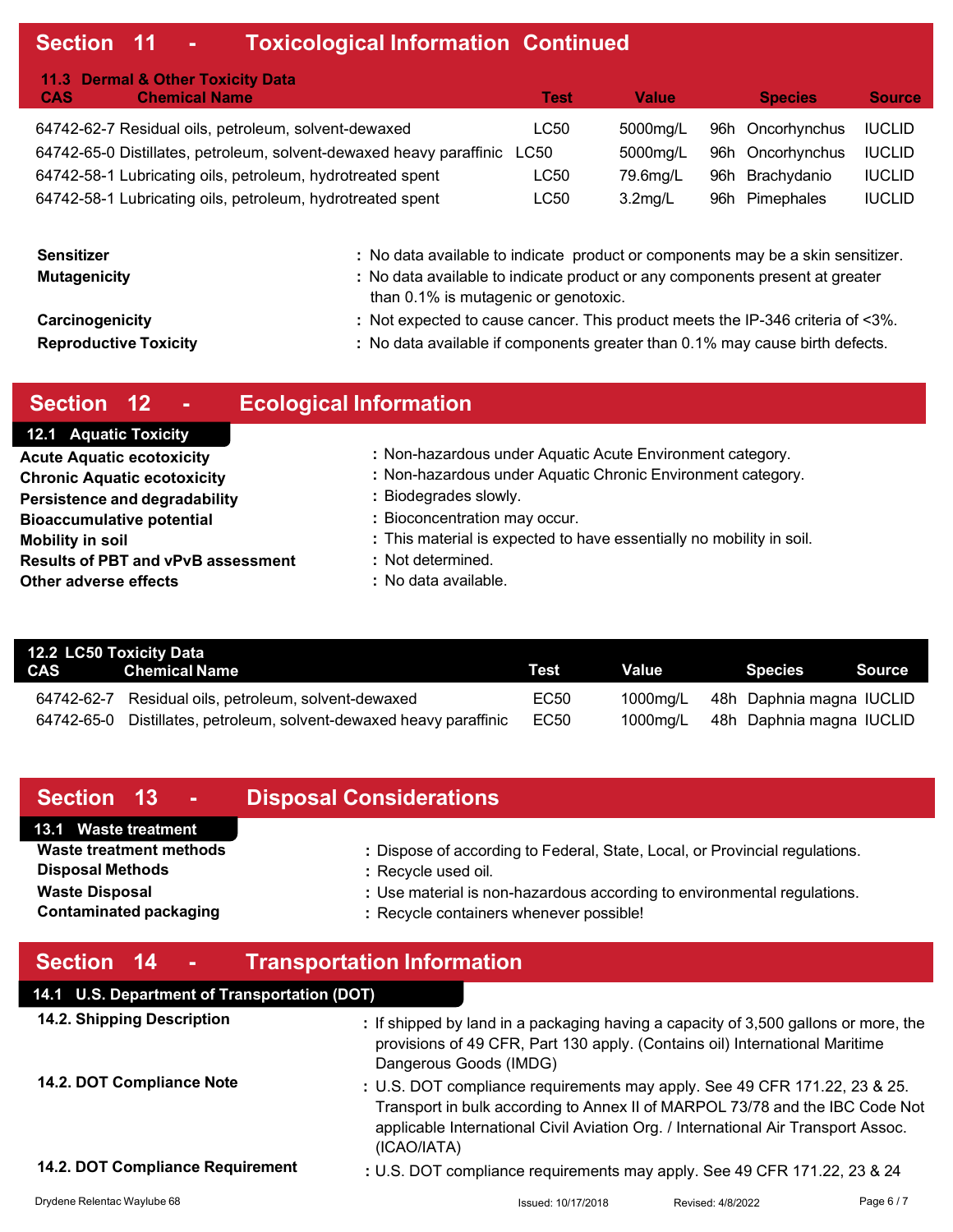## Section 11 - Toxicological Information Continued

### 11.3 Dermal & Other Toxicity Data

| CAS | Chemical Name | Test | Value | | Species | Source |
|---|---|---|---|---|---|---|
| 64742-62-7 | Residual oils, petroleum, solvent-dewaxed | LC50 | 5000mg/L | 96h | Oncorhynchus | IUCLID |
| 64742-65-0 | Distillates, petroleum, solvent-dewaxed heavy paraffinic | LC50 | 5000mg/L | 96h | Oncorhynchus | IUCLID |
| 64742-58-1 | Lubricating oils, petroleum, hydrotreated spent | LC50 | 79.6mg/L | 96h | Brachydanio | IUCLID |
| 64742-58-1 | Lubricating oils, petroleum, hydrotreated spent | LC50 | 3.2mg/L | 96h | Pimephales | IUCLID |

**Sensitizer** : No data available to indicate product or components may be a skin sensitizer.

**Mutagenicity** : No data available to indicate product or any components present at greater than 0.1% is mutagenic or genotoxic.

**Carcinogenicity** : Not expected to cause cancer. This product meets the IP-346 criteria of <3%.

**Reproductive Toxicity** : No data available if components greater than 0.1% may cause birth defects.

## Section 12 - Ecological Information

### 12.1 Aquatic Toxicity

**Acute Aquatic ecotoxicity** : Non-hazardous under Aquatic Acute Environment category.

**Chronic Aquatic ecotoxicity** : Non-hazardous under Aquatic Chronic Environment category.

**Persistence and degradability** : Biodegrades slowly.

**Bioaccumulative potential** : Bioconcentration may occur.

**Mobility in soil** : This material is expected to have essentially no mobility in soil.

**Results of PBT and vPvB assessment** : Not determined.

**Other adverse effects** : No data available.

### 12.2 LC50 Toxicity Data

| CAS | Chemical Name | Test | Value | | Species | Source |
|---|---|---|---|---|---|---|
| 64742-62-7 | Residual oils, petroleum, solvent-dewaxed | EC50 | 1000mg/L | 48h | Daphnia magna | IUCLID |
| 64742-65-0 | Distillates, petroleum, solvent-dewaxed heavy paraffinic | EC50 | 1000mg/L | 48h | Daphnia magna | IUCLID |

## Section 13 - Disposal Considerations

### 13.1 Waste treatment

**Waste treatment methods** : Dispose of according to Federal, State, Local, or Provincial regulations.

**Disposal Methods** : Recycle used oil.

**Waste Disposal** : Use material is non-hazardous according to environmental regulations.

**Contaminated packaging** : Recycle containers whenever possible!

## Section 14 - Transportation Information

### 14.1 U.S. Department of Transportation (DOT)

**14.2. Shipping Description** : If shipped by land in a packaging having a capacity of 3,500 gallons or more, the provisions of 49 CFR, Part 130 apply. (Contains oil) International Maritime Dangerous Goods (IMDG)

**14.2. DOT Compliance Note** : U.S. DOT compliance requirements may apply. See 49 CFR 171.22, 23 & 25. Transport in bulk according to Annex II of MARPOL 73/78 and the IBC Code Not applicable International Civil Aviation Org. / International Air Transport Assoc. (ICAO/IATA)

**14.2. DOT Compliance Requirement** : U.S. DOT compliance requirements may apply. See 49 CFR 171.22, 23 & 24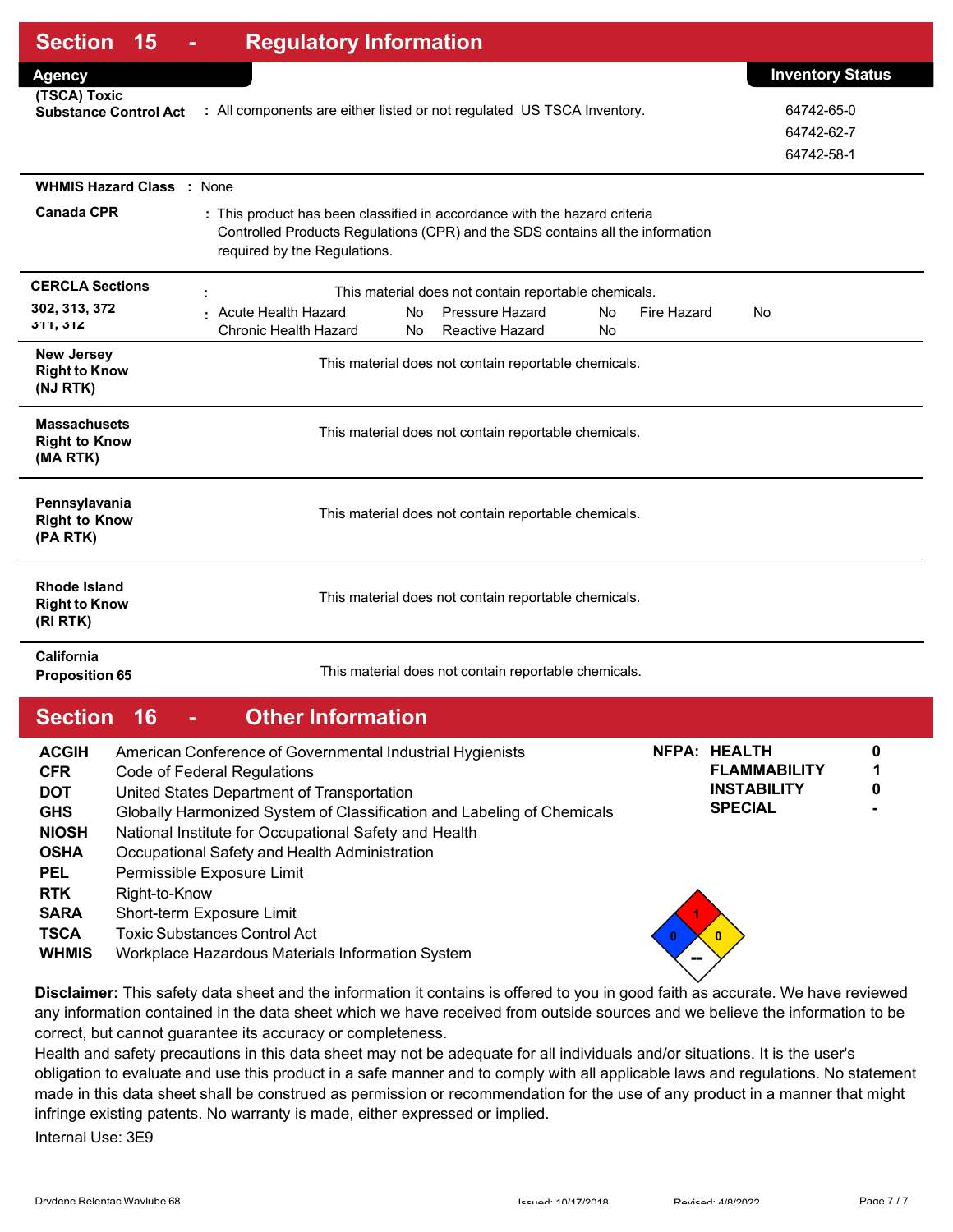## Section 15 - Regulatory Information

| Agency | | Inventory Status |
|---|---|---|
| (TSCA) Toxic Substance Control Act | : All components are either listed or not regulated US TSCA Inventory. | 64742-65-0<br>64742-62-7<br>64742-58-1 |

**WHMIS Hazard Class** : None

**Canada CPR** : This product has been classified in accordance with the hazard criteria Controlled Products Regulations (CPR) and the SDS contains all the information required by the Regulations.

**CERCLA Sections 302, 313, 372** : This material does not contain reportable chemicals.

**311, 312** :

| | | | | | |
|---|---|---|---|---|---|
| Acute Health Hazard | No | Pressure Hazard | No | Fire Hazard | No |
| Chronic Health Hazard | No | Reactive Hazard | No | | |

**New Jersey Right to Know (NJ RTK)** — This material does not contain reportable chemicals.

**Massachusets Right to Know (MA RTK)** — This material does not contain reportable chemicals.

**Pennsylavania Right to Know (PA RTK)** — This material does not contain reportable chemicals.

**Rhode Island Right to Know (RI RTK)** — This material does not contain reportable chemicals.

**California Proposition 65** — This material does not contain reportable chemicals.

## Section 16 - Other Information

| | |
|---|---|
| **ACGIH** | American Conference of Governmental Industrial Hygienists |
| **CFR** | Code of Federal Regulations |
| **DOT** | United States Department of Transportation |
| **GHS** | Globally Harmonized System of Classification and Labeling of Chemicals |
| **NIOSH** | National Institute for Occupational Safety and Health |
| **OSHA** | Occupational Safety and Health Administration |
| **PEL** | Permissible Exposure Limit |
| **RTK** | Right-to-Know |
| **SARA** | Short-term Exposure Limit |
| **TSCA** | Toxic Substances Control Act |
| **WHMIS** | Workplace Hazardous Materials Information System |

**NFPA:**

| | |
|---|---|
| **HEALTH** | **0** |
| **FLAMMABILITY** | **1** |
| **INSTABILITY** | **0** |
| **SPECIAL** | **-** |

1
0
0
--

**Disclaimer:** This safety data sheet and the information it contains is offered to you in good faith as accurate. We have reviewed any information contained in the data sheet which we have received from outside sources and we believe the information to be correct, but cannot guarantee its accuracy or completeness.

Health and safety precautions in this data sheet may not be adequate for all individuals and/or situations. It is the user's obligation to evaluate and use this product in a safe manner and to comply with all applicable laws and regulations. No statement made in this data sheet shall be construed as permission or recommendation for the use of any product in a manner that might infringe existing patents. No warranty is made, either expressed or implied.

Internal Use: 3E9